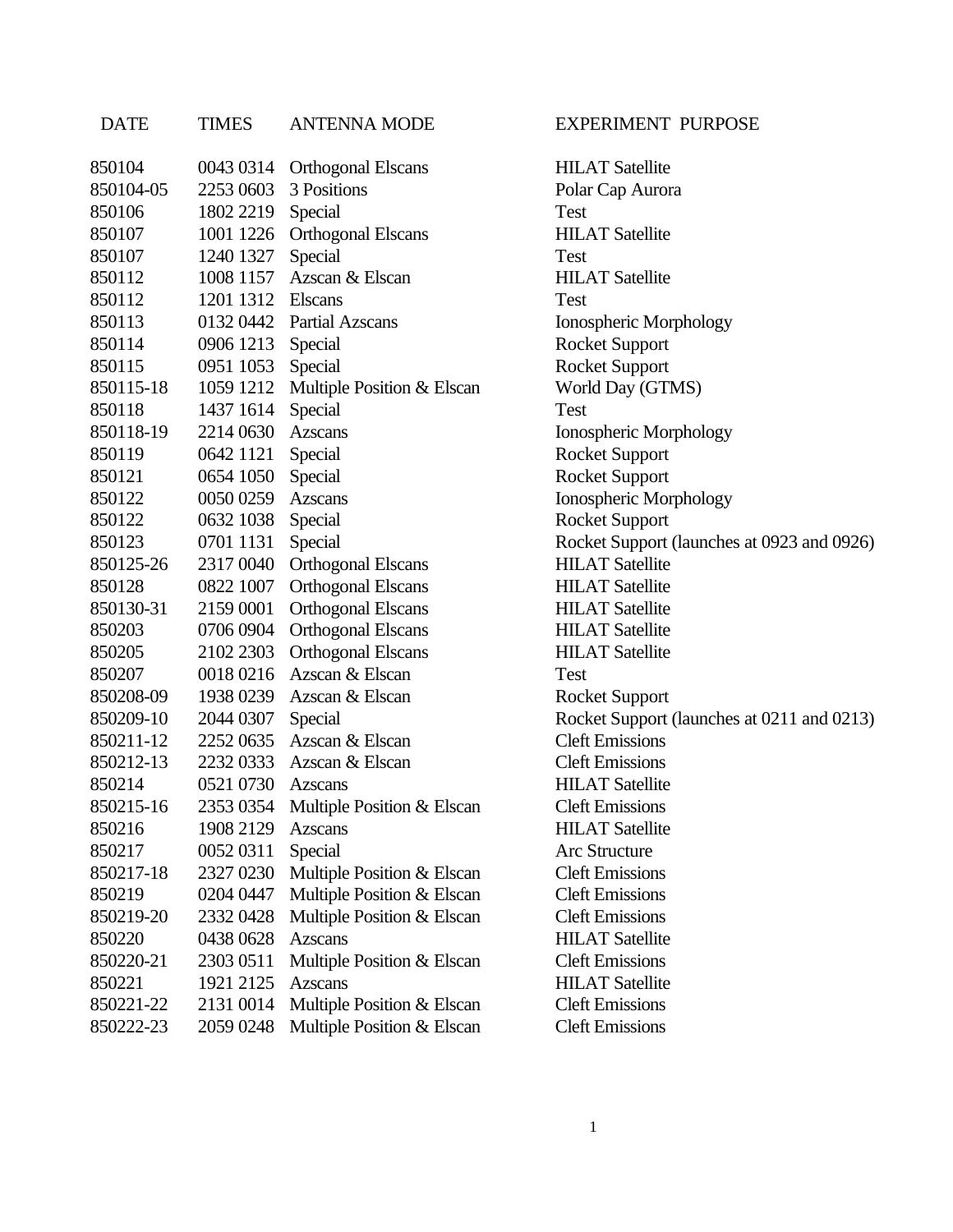| DATE | TIMES | ANTENNA MODE | EXPERIMENT PURPOSE |
|---|---|---|---|
| 850104 | 0043 0314 | Orthogonal Elscans | HILAT Satellite |
| 850104-05 | 2253 0603 | 3 Positions | Polar Cap Aurora |
| 850106 | 1802 2219 | Special | Test |
| 850107 | 1001 1226 | Orthogonal Elscans | HILAT Satellite |
| 850107 | 1240 1327 | Special | Test |
| 850112 | 1008 1157 | Azscan & Elscan | HILAT Satellite |
| 850112 | 1201 1312 | Elscans | Test |
| 850113 | 0132 0442 | Partial Azscans | Ionospheric Morphology |
| 850114 | 0906 1213 | Special | Rocket Support |
| 850115 | 0951 1053 | Special | Rocket Support |
| 850115-18 | 1059 1212 | Multiple Position & Elscan | World Day (GTMS) |
| 850118 | 1437 1614 | Special | Test |
| 850118-19 | 2214 0630 | Azscans | Ionospheric Morphology |
| 850119 | 0642 1121 | Special | Rocket Support |
| 850121 | 0654 1050 | Special | Rocket Support |
| 850122 | 0050 0259 | Azscans | Ionospheric Morphology |
| 850122 | 0632 1038 | Special | Rocket Support |
| 850123 | 0701 1131 | Special | Rocket Support (launches at 0923 and 0926) |
| 850125-26 | 2317 0040 | Orthogonal Elscans | HILAT Satellite |
| 850128 | 0822 1007 | Orthogonal Elscans | HILAT Satellite |
| 850130-31 | 2159 0001 | Orthogonal Elscans | HILAT Satellite |
| 850203 | 0706 0904 | Orthogonal Elscans | HILAT Satellite |
| 850205 | 2102 2303 | Orthogonal Elscans | HILAT Satellite |
| 850207 | 0018 0216 | Azscan & Elscan | Test |
| 850208-09 | 1938 0239 | Azscan & Elscan | Rocket Support |
| 850209-10 | 2044 0307 | Special | Rocket Support (launches at 0211 and 0213) |
| 850211-12 | 2252 0635 | Azscan & Elscan | Cleft Emissions |
| 850212-13 | 2232 0333 | Azscan & Elscan | Cleft Emissions |
| 850214 | 0521 0730 | Azscans | HILAT Satellite |
| 850215-16 | 2353 0354 | Multiple Position & Elscan | Cleft Emissions |
| 850216 | 1908 2129 | Azscans | HILAT Satellite |
| 850217 | 0052 0311 | Special | Arc Structure |
| 850217-18 | 2327 0230 | Multiple Position & Elscan | Cleft Emissions |
| 850219 | 0204 0447 | Multiple Position & Elscan | Cleft Emissions |
| 850219-20 | 2332 0428 | Multiple Position & Elscan | Cleft Emissions |
| 850220 | 0438 0628 | Azscans | HILAT Satellite |
| 850220-21 | 2303 0511 | Multiple Position & Elscan | Cleft Emissions |
| 850221 | 1921 2125 | Azscans | HILAT Satellite |
| 850221-22 | 2131 0014 | Multiple Position & Elscan | Cleft Emissions |
| 850222-23 | 2059 0248 | Multiple Position & Elscan | Cleft Emissions |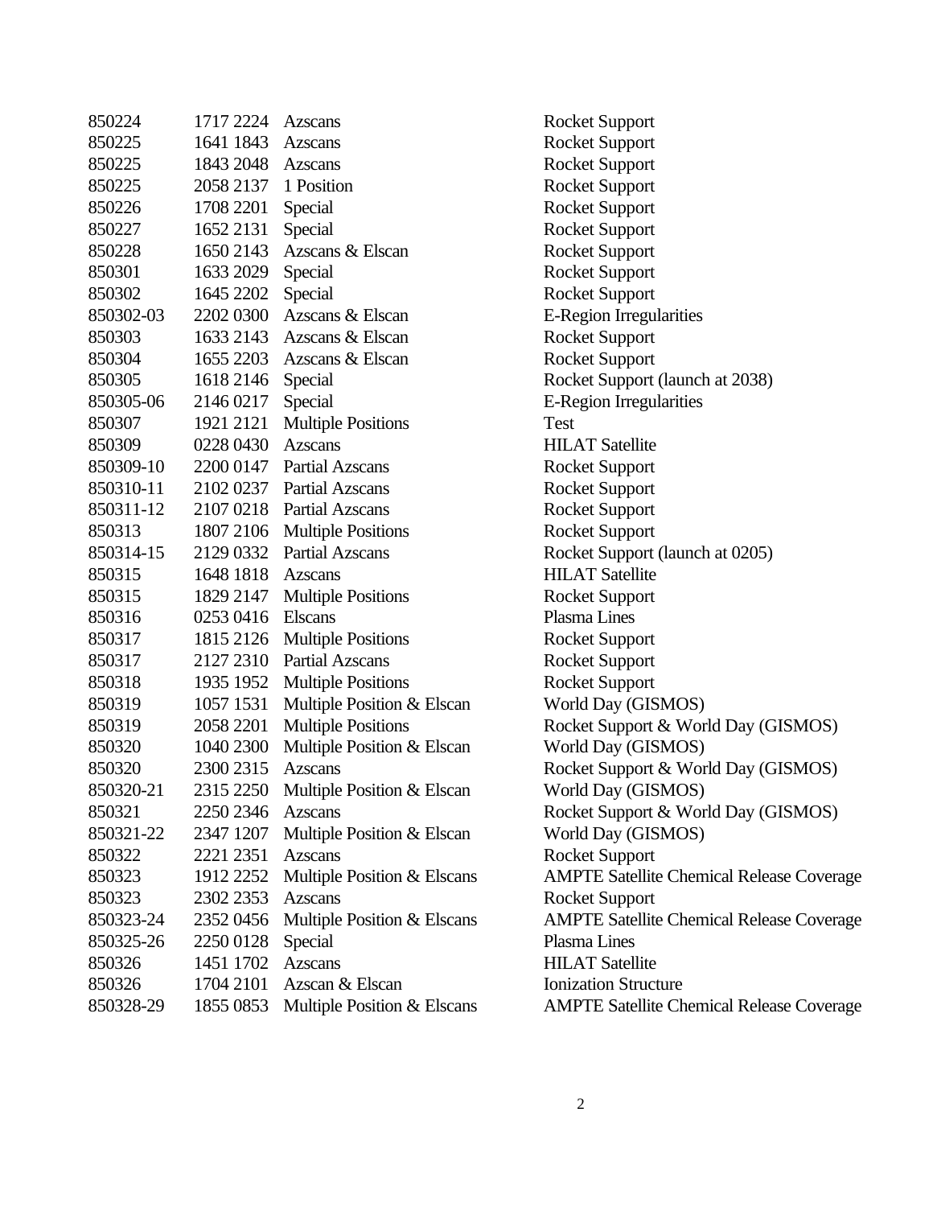| | | | |
|---|---|---|---|
| 850224 | 1717 2224 | Azscans | Rocket Support |
| 850225 | 1641 1843 | Azscans | Rocket Support |
| 850225 | 1843 2048 | Azscans | Rocket Support |
| 850225 | 2058 2137 | 1 Position | Rocket Support |
| 850226 | 1708 2201 | Special | Rocket Support |
| 850227 | 1652 2131 | Special | Rocket Support |
| 850228 | 1650 2143 | Azscans & Elscan | Rocket Support |
| 850301 | 1633 2029 | Special | Rocket Support |
| 850302 | 1645 2202 | Special | Rocket Support |
| 850302-03 | 2202 0300 | Azscans & Elscan | E-Region Irregularities |
| 850303 | 1633 2143 | Azscans & Elscan | Rocket Support |
| 850304 | 1655 2203 | Azscans & Elscan | Rocket Support |
| 850305 | 1618 2146 | Special | Rocket Support (launch at 2038) |
| 850305-06 | 2146 0217 | Special | E-Region Irregularities |
| 850307 | 1921 2121 | Multiple Positions | Test |
| 850309 | 0228 0430 | Azscans | HILAT Satellite |
| 850309-10 | 2200 0147 | Partial Azscans | Rocket Support |
| 850310-11 | 2102 0237 | Partial Azscans | Rocket Support |
| 850311-12 | 2107 0218 | Partial Azscans | Rocket Support |
| 850313 | 1807 2106 | Multiple Positions | Rocket Support |
| 850314-15 | 2129 0332 | Partial Azscans | Rocket Support (launch at 0205) |
| 850315 | 1648 1818 | Azscans | HILAT Satellite |
| 850315 | 1829 2147 | Multiple Positions | Rocket Support |
| 850316 | 0253 0416 | Elscans | Plasma Lines |
| 850317 | 1815 2126 | Multiple Positions | Rocket Support |
| 850317 | 2127 2310 | Partial Azscans | Rocket Support |
| 850318 | 1935 1952 | Multiple Positions | Rocket Support |
| 850319 | 1057 1531 | Multiple Position & Elscan | World Day (GISMOS) |
| 850319 | 2058 2201 | Multiple Positions | Rocket Support & World Day (GISMOS) |
| 850320 | 1040 2300 | Multiple Position & Elscan | World Day (GISMOS) |
| 850320 | 2300 2315 | Azscans | Rocket Support & World Day (GISMOS) |
| 850320-21 | 2315 2250 | Multiple Position & Elscan | World Day (GISMOS) |
| 850321 | 2250 2346 | Azscans | Rocket Support & World Day (GISMOS) |
| 850321-22 | 2347 1207 | Multiple Position & Elscan | World Day (GISMOS) |
| 850322 | 2221 2351 | Azscans | Rocket Support |
| 850323 | 1912 2252 | Multiple Position & Elscans | AMPTE Satellite Chemical Release Coverage |
| 850323 | 2302 2353 | Azscans | Rocket Support |
| 850323-24 | 2352 0456 | Multiple Position & Elscans | AMPTE Satellite Chemical Release Coverage |
| 850325-26 | 2250 0128 | Special | Plasma Lines |
| 850326 | 1451 1702 | Azscans | HILAT Satellite |
| 850326 | 1704 2101 | Azscan & Elscan | Ionization Structure |
| 850328-29 | 1855 0853 | Multiple Position & Elscans | AMPTE Satellite Chemical Release Coverage |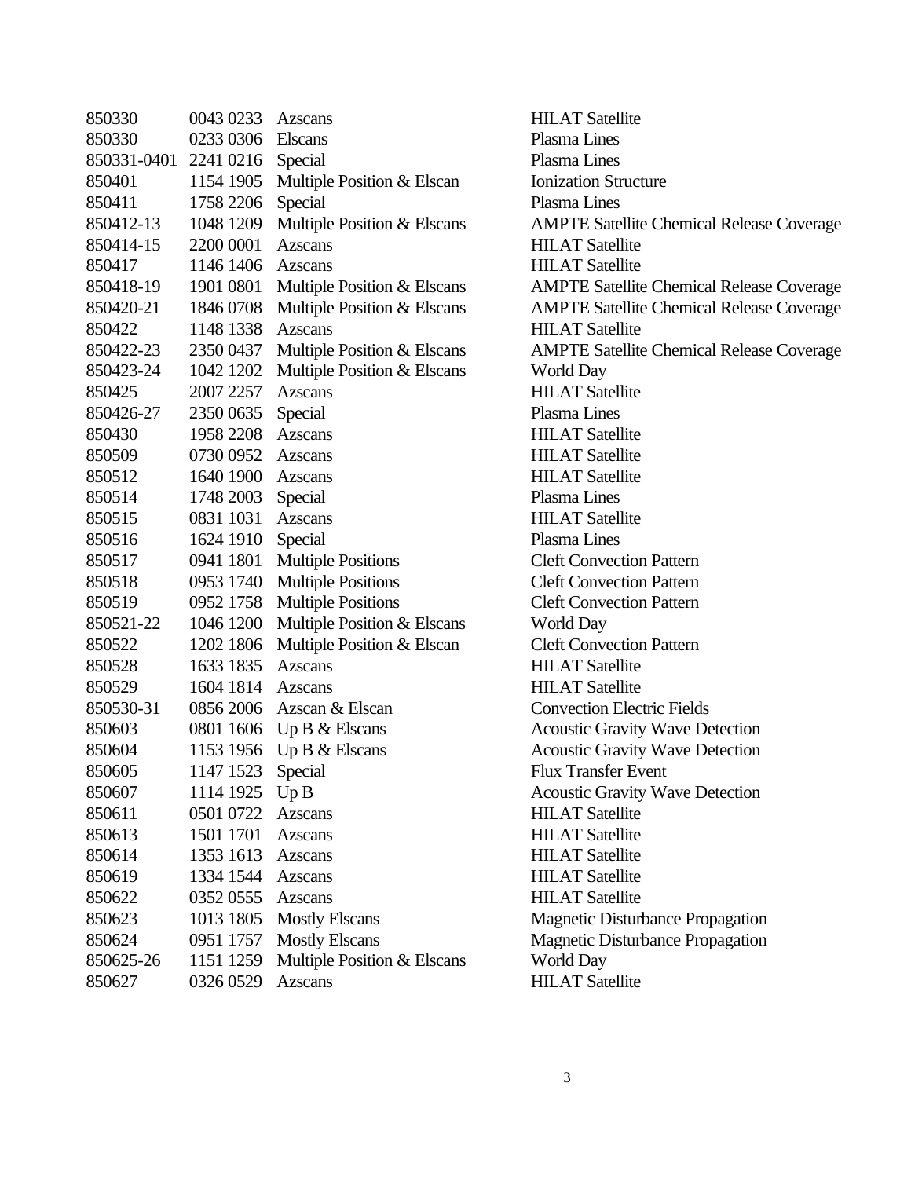| | | | |
|---|---|---|---|
| 850330 | 0043 0233 | Azscans | HILAT Satellite |
| 850330 | 0233 0306 | Elscans | Plasma Lines |
| 850331-0401 | 2241 0216 | Special | Plasma Lines |
| 850401 | 1154 1905 | Multiple Position & Elscan | Ionization Structure |
| 850411 | 1758 2206 | Special | Plasma Lines |
| 850412-13 | 1048 1209 | Multiple Position & Elscans | AMPTE Satellite Chemical Release Coverage |
| 850414-15 | 2200 0001 | Azscans | HILAT Satellite |
| 850417 | 1146 1406 | Azscans | HILAT Satellite |
| 850418-19 | 1901 0801 | Multiple Position & Elscans | AMPTE Satellite Chemical Release Coverage |
| 850420-21 | 1846 0708 | Multiple Position & Elscans | AMPTE Satellite Chemical Release Coverage |
| 850422 | 1148 1338 | Azscans | HILAT Satellite |
| 850422-23 | 2350 0437 | Multiple Position & Elscans | AMPTE Satellite Chemical Release Coverage |
| 850423-24 | 1042 1202 | Multiple Position & Elscans | World Day |
| 850425 | 2007 2257 | Azscans | HILAT Satellite |
| 850426-27 | 2350 0635 | Special | Plasma Lines |
| 850430 | 1958 2208 | Azscans | HILAT Satellite |
| 850509 | 0730 0952 | Azscans | HILAT Satellite |
| 850512 | 1640 1900 | Azscans | HILAT Satellite |
| 850514 | 1748 2003 | Special | Plasma Lines |
| 850515 | 0831 1031 | Azscans | HILAT Satellite |
| 850516 | 1624 1910 | Special | Plasma Lines |
| 850517 | 0941 1801 | Multiple Positions | Cleft Convection Pattern |
| 850518 | 0953 1740 | Multiple Positions | Cleft Convection Pattern |
| 850519 | 0952 1758 | Multiple Positions | Cleft Convection Pattern |
| 850521-22 | 1046 1200 | Multiple Position & Elscans | World Day |
| 850522 | 1202 1806 | Multiple Position & Elscan | Cleft Convection Pattern |
| 850528 | 1633 1835 | Azscans | HILAT Satellite |
| 850529 | 1604 1814 | Azscans | HILAT Satellite |
| 850530-31 | 0856 2006 | Azscan & Elscan | Convection Electric Fields |
| 850603 | 0801 1606 | Up B & Elscans | Acoustic Gravity Wave Detection |
| 850604 | 1153 1956 | Up B & Elscans | Acoustic Gravity Wave Detection |
| 850605 | 1147 1523 | Special | Flux Transfer Event |
| 850607 | 1114 1925 | Up B | Acoustic Gravity Wave Detection |
| 850611 | 0501 0722 | Azscans | HILAT Satellite |
| 850613 | 1501 1701 | Azscans | HILAT Satellite |
| 850614 | 1353 1613 | Azscans | HILAT Satellite |
| 850619 | 1334 1544 | Azscans | HILAT Satellite |
| 850622 | 0352 0555 | Azscans | HILAT Satellite |
| 850623 | 1013 1805 | Mostly Elscans | Magnetic Disturbance Propagation |
| 850624 | 0951 1757 | Mostly Elscans | Magnetic Disturbance Propagation |
| 850625-26 | 1151 1259 | Multiple Position & Elscans | World Day |
| 850627 | 0326 0529 | Azscans | HILAT Satellite |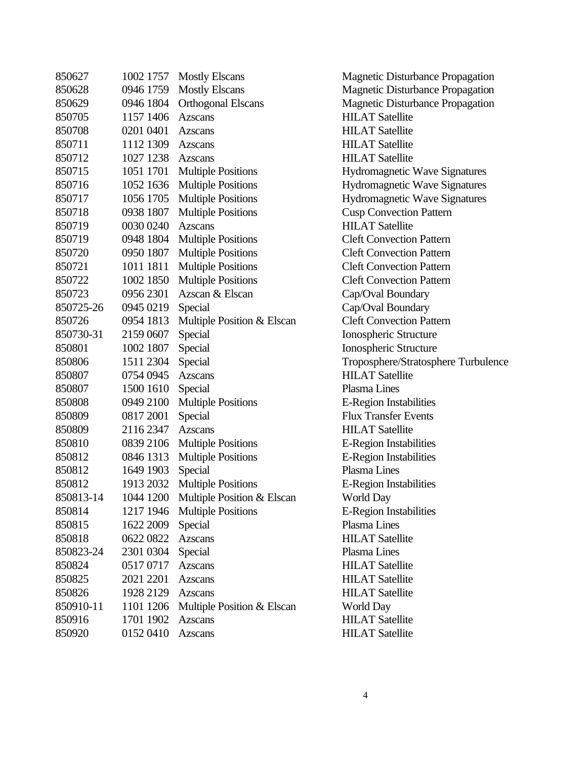| | | | |
|---|---|---|---|
| 850627 | 1002 1757 | Mostly Elscans | Magnetic Disturbance Propagation |
| 850628 | 0946 1759 | Mostly Elscans | Magnetic Disturbance Propagation |
| 850629 | 0946 1804 | Orthogonal Elscans | Magnetic Disturbance Propagation |
| 850705 | 1157 1406 | Azscans | HILAT Satellite |
| 850708 | 0201 0401 | Azscans | HILAT Satellite |
| 850711 | 1112 1309 | Azscans | HILAT Satellite |
| 850712 | 1027 1238 | Azscans | HILAT Satellite |
| 850715 | 1051 1701 | Multiple Positions | Hydromagnetic Wave Signatures |
| 850716 | 1052 1636 | Multiple Positions | Hydromagnetic Wave Signatures |
| 850717 | 1056 1705 | Multiple Positions | Hydromagnetic Wave Signatures |
| 850718 | 0938 1807 | Multiple Positions | Cusp Convection Pattern |
| 850719 | 0030 0240 | Azscans | HILAT Satellite |
| 850719 | 0948 1804 | Multiple Positions | Cleft Convection Pattern |
| 850720 | 0950 1807 | Multiple Positions | Cleft Convection Pattern |
| 850721 | 1011 1811 | Multiple Positions | Cleft Convection Pattern |
| 850722 | 1002 1850 | Multiple Positions | Cleft Convection Pattern |
| 850723 | 0956 2301 | Azscan & Elscan | Cap/Oval Boundary |
| 850725-26 | 0945 0219 | Special | Cap/Oval Boundary |
| 850726 | 0954 1813 | Multiple Position & Elscan | Cleft Convection Pattern |
| 850730-31 | 2159 0607 | Special | Ionospheric Structure |
| 850801 | 1002 1807 | Special | Ionospheric Structure |
| 850806 | 1511 2304 | Special | Troposphere/Stratosphere Turbulence |
| 850807 | 0754 0945 | Azscans | HILAT Satellite |
| 850807 | 1500 1610 | Special | Plasma Lines |
| 850808 | 0949 2100 | Multiple Positions | E-Region Instabilities |
| 850809 | 0817 2001 | Special | Flux Transfer Events |
| 850809 | 2116 2347 | Azscans | HILAT Satellite |
| 850810 | 0839 2106 | Multiple Positions | E-Region Instabilities |
| 850812 | 0846 1313 | Multiple Positions | E-Region Instabilities |
| 850812 | 1649 1903 | Special | Plasma Lines |
| 850812 | 1913 2032 | Multiple Positions | E-Region Instabilities |
| 850813-14 | 1044 1200 | Multiple Position & Elscan | World Day |
| 850814 | 1217 1946 | Multiple Positions | E-Region Instabilities |
| 850815 | 1622 2009 | Special | Plasma Lines |
| 850818 | 0622 0822 | Azscans | HILAT Satellite |
| 850823-24 | 2301 0304 | Special | Plasma Lines |
| 850824 | 0517 0717 | Azscans | HILAT Satellite |
| 850825 | 2021 2201 | Azscans | HILAT Satellite |
| 850826 | 1928 2129 | Azscans | HILAT Satellite |
| 850910-11 | 1101 1206 | Multiple Position & Elscan | World Day |
| 850916 | 1701 1902 | Azscans | HILAT Satellite |
| 850920 | 0152 0410 | Azscans | HILAT Satellite |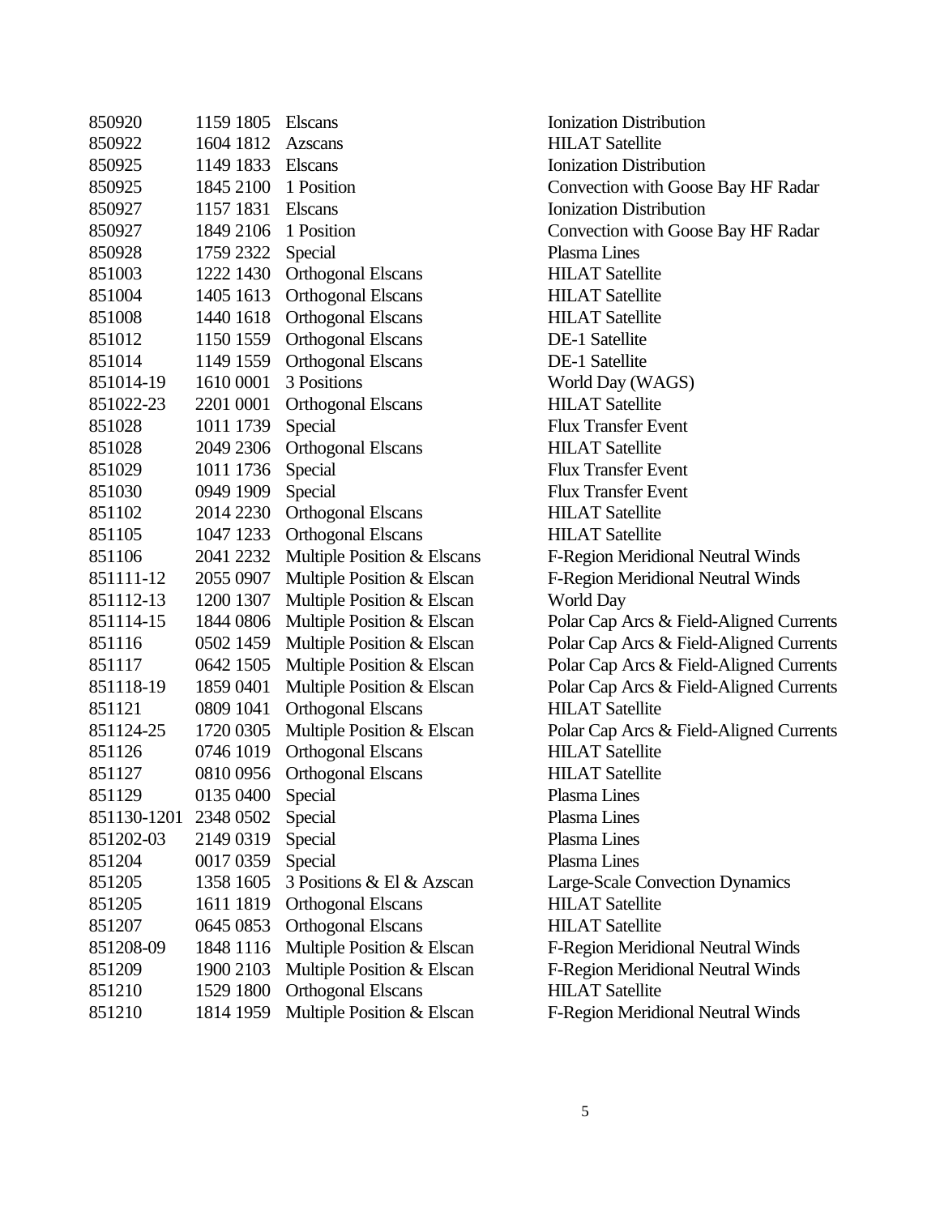| | | | |
|---|---|---|---|
| 850920 | 1159 1805 | Elscans | Ionization Distribution |
| 850922 | 1604 1812 | Azscans | HILAT Satellite |
| 850925 | 1149 1833 | Elscans | Ionization Distribution |
| 850925 | 1845 2100 | 1 Position | Convection with Goose Bay HF Radar |
| 850927 | 1157 1831 | Elscans | Ionization Distribution |
| 850927 | 1849 2106 | 1 Position | Convection with Goose Bay HF Radar |
| 850928 | 1759 2322 | Special | Plasma Lines |
| 851003 | 1222 1430 | Orthogonal Elscans | HILAT Satellite |
| 851004 | 1405 1613 | Orthogonal Elscans | HILAT Satellite |
| 851008 | 1440 1618 | Orthogonal Elscans | HILAT Satellite |
| 851012 | 1150 1559 | Orthogonal Elscans | DE-1 Satellite |
| 851014 | 1149 1559 | Orthogonal Elscans | DE-1 Satellite |
| 851014-19 | 1610 0001 | 3 Positions | World Day (WAGS) |
| 851022-23 | 2201 0001 | Orthogonal Elscans | HILAT Satellite |
| 851028 | 1011 1739 | Special | Flux Transfer Event |
| 851028 | 2049 2306 | Orthogonal Elscans | HILAT Satellite |
| 851029 | 1011 1736 | Special | Flux Transfer Event |
| 851030 | 0949 1909 | Special | Flux Transfer Event |
| 851102 | 2014 2230 | Orthogonal Elscans | HILAT Satellite |
| 851105 | 1047 1233 | Orthogonal Elscans | HILAT Satellite |
| 851106 | 2041 2232 | Multiple Position & Elscans | F-Region Meridional Neutral Winds |
| 851111-12 | 2055 0907 | Multiple Position & Elscan | F-Region Meridional Neutral Winds |
| 851112-13 | 1200 1307 | Multiple Position & Elscan | World Day |
| 851114-15 | 1844 0806 | Multiple Position & Elscan | Polar Cap Arcs & Field-Aligned Currents |
| 851116 | 0502 1459 | Multiple Position & Elscan | Polar Cap Arcs & Field-Aligned Currents |
| 851117 | 0642 1505 | Multiple Position & Elscan | Polar Cap Arcs & Field-Aligned Currents |
| 851118-19 | 1859 0401 | Multiple Position & Elscan | Polar Cap Arcs & Field-Aligned Currents |
| 851121 | 0809 1041 | Orthogonal Elscans | HILAT Satellite |
| 851124-25 | 1720 0305 | Multiple Position & Elscan | Polar Cap Arcs & Field-Aligned Currents |
| 851126 | 0746 1019 | Orthogonal Elscans | HILAT Satellite |
| 851127 | 0810 0956 | Orthogonal Elscans | HILAT Satellite |
| 851129 | 0135 0400 | Special | Plasma Lines |
| 851130-1201 | 2348 0502 | Special | Plasma Lines |
| 851202-03 | 2149 0319 | Special | Plasma Lines |
| 851204 | 0017 0359 | Special | Plasma Lines |
| 851205 | 1358 1605 | 3 Positions & El & Azscan | Large-Scale Convection Dynamics |
| 851205 | 1611 1819 | Orthogonal Elscans | HILAT Satellite |
| 851207 | 0645 0853 | Orthogonal Elscans | HILAT Satellite |
| 851208-09 | 1848 1116 | Multiple Position & Elscan | F-Region Meridional Neutral Winds |
| 851209 | 1900 2103 | Multiple Position & Elscan | F-Region Meridional Neutral Winds |
| 851210 | 1529 1800 | Orthogonal Elscans | HILAT Satellite |
| 851210 | 1814 1959 | Multiple Position & Elscan | F-Region Meridional Neutral Winds |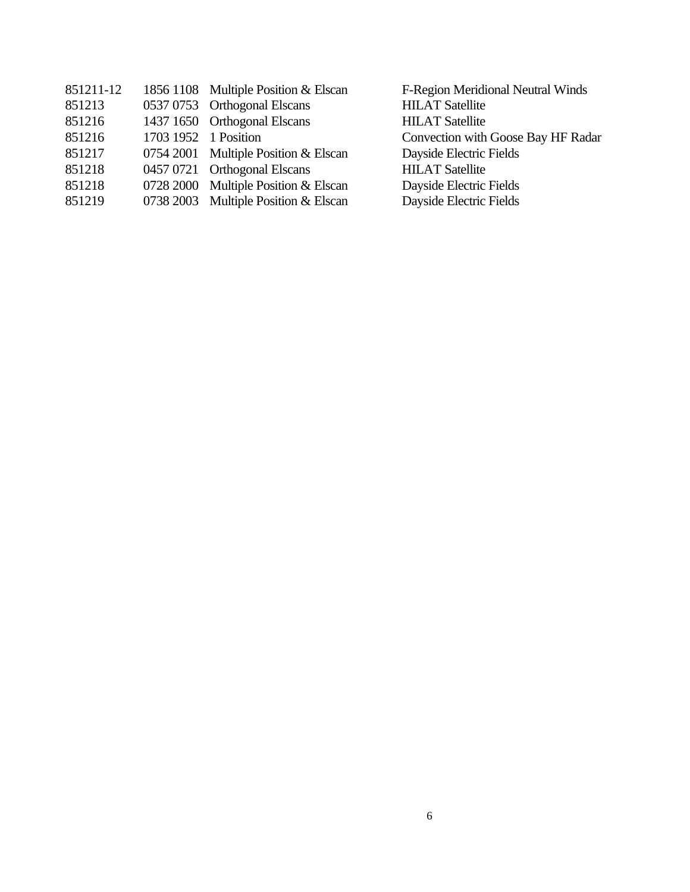| | | | | |
|---|---|---|---|---|
| 851211-12 | 1856 | 1108 | Multiple Position & Elscan | F-Region Meridional Neutral Winds |
| 851213 | 0537 | 0753 | Orthogonal Elscans | HILAT Satellite |
| 851216 | 1437 | 1650 | Orthogonal Elscans | HILAT Satellite |
| 851216 | 1703 | 1952 | 1 Position | Convection with Goose Bay HF Radar |
| 851217 | 0754 | 2001 | Multiple Position & Elscan | Dayside Electric Fields |
| 851218 | 0457 | 0721 | Orthogonal Elscans | HILAT Satellite |
| 851218 | 0728 | 2000 | Multiple Position & Elscan | Dayside Electric Fields |
| 851219 | 0738 | 2003 | Multiple Position & Elscan | Dayside Electric Fields |